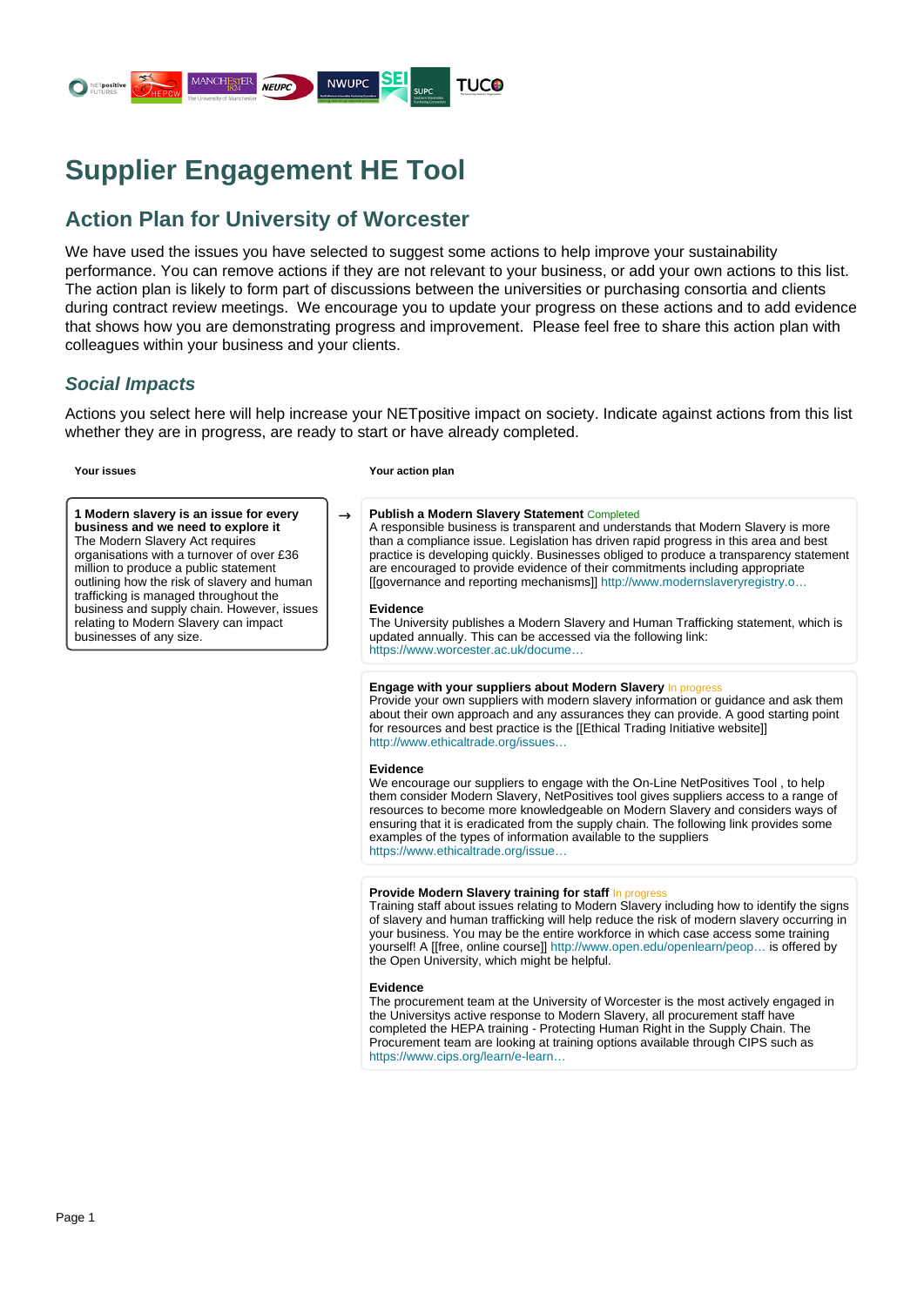# Supplier Engagement HE Tool

## Action Plan for University of Worcester

We have used the issues you have selected to suggest some actions to help improve your sustainability performance. You can remove actions if they are not relevant to your business, or add your own actions to this list. The action plan is likely to form part of discussions between the universities or purchasing consortia and clients during contract review meetings. We encourage you to update your progress on these actions and to add evidence that shows how you are demonstrating progress and improvement. Please feel free to share this action plan with colleagues within your business and your clients.

### *Social Impacts*

Actions you select here will help increase your NETpositive impact on society. Indicate against actions from this list whether they are in progress, are ready to start or have already completed.

**Your issues**

**1 Modern slavery is an issue for every business and we need to explore it**
The Modern Slavery Act requires organisations with a turnover of over £36 million to produce a public statement outlining how the risk of slavery and human trafficking is managed throughout the business and supply chain. However, issues relating to Modern Slavery can impact businesses of any size.

**Your action plan**

**Publish a Modern Slavery Statement** Completed
A responsible business is transparent and understands that Modern Slavery is more than a compliance issue. Legislation has driven rapid progress in this area and best practice is developing quickly. Businesses obliged to produce a transparency statement are encouraged to provide evidence of their commitments including appropriate [[governance and reporting mechanisms]] http://www.modernslaveryregistry.o…

**Evidence**
The University publishes a Modern Slavery and Human Trafficking statement, which is updated annually. This can be accessed via the following link:
https://www.worcester.ac.uk/docume…

**Engage with your suppliers about Modern Slavery** In progress
Provide your own suppliers with modern slavery information or guidance and ask them about their own approach and any assurances they can provide. A good starting point for resources and best practice is the [[Ethical Trading Initiative website]]
http://www.ethicaltrade.org/issues…

**Evidence**
We encourage our suppliers to engage with the On-Line NetPositives Tool , to help them consider Modern Slavery, NetPositives tool gives suppliers access to a range of resources to become more knowledgeable on Modern Slavery and considers ways of ensuring that it is eradicated from the supply chain. The following link provides some examples of the types of information available to the suppliers
https://www.ethicaltrade.org/issue…

**Provide Modern Slavery training for staff** In progress
Training staff about issues relating to Modern Slavery including how to identify the signs of slavery and human trafficking will help reduce the risk of modern slavery occurring in your business. You may be the entire workforce in which case access some training yourself! A [[free, online course]] http://www.open.edu/openlearn/peop… is offered by the Open University, which might be helpful.

**Evidence**
The procurement team at the University of Worcester is the most actively engaged in the Universitys active response to Modern Slavery, all procurement staff have completed the HEPA training - Protecting Human Right in the Supply Chain. The Procurement team are looking at training options available through CIPS such as
https://www.cips.org/learn/e-learn…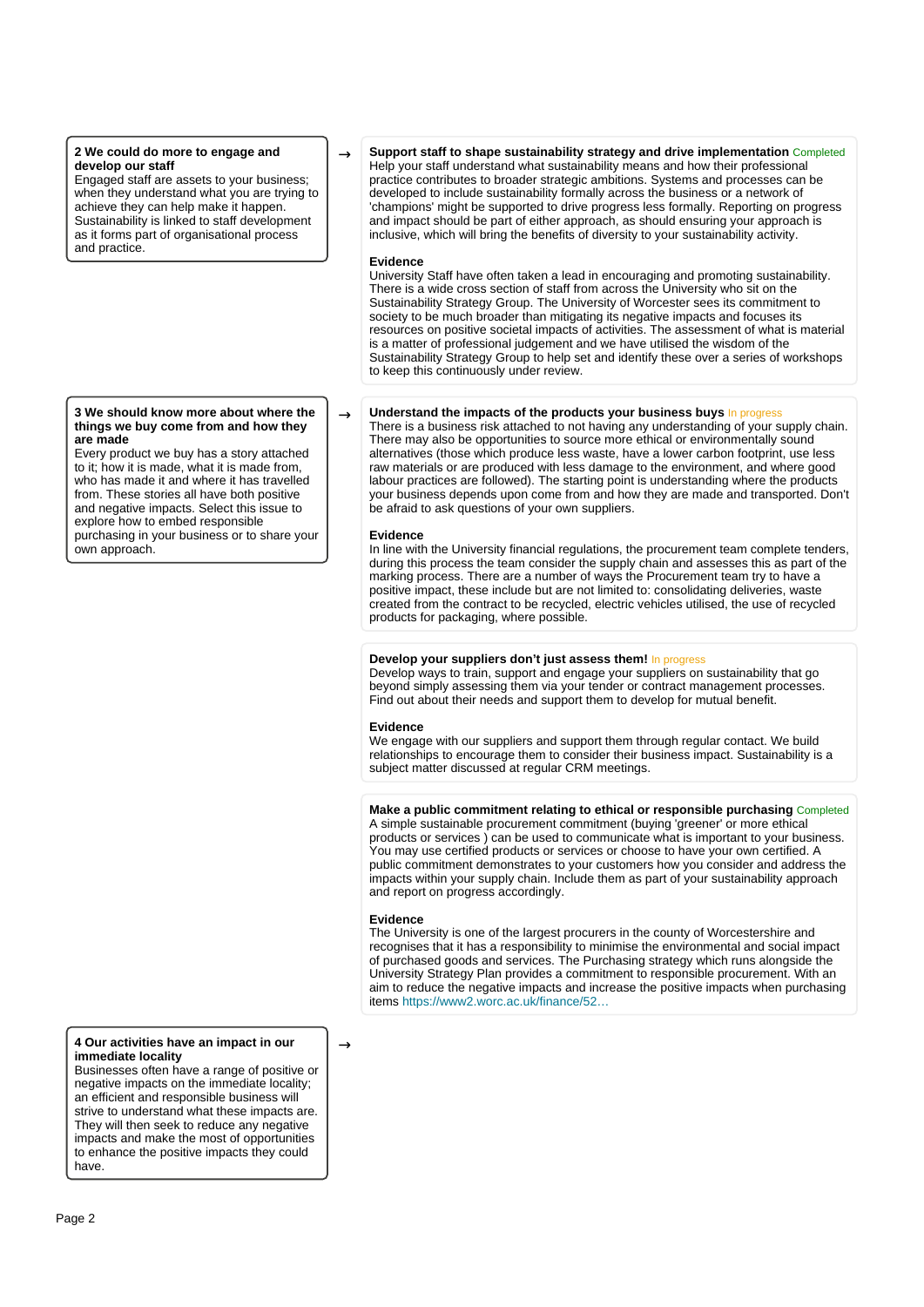**2 We could do more to engage and develop our staff**

Engaged staff are assets to your business; when they understand what you are trying to achieve they can help make it happen. Sustainability is linked to staff development as it forms part of organisational process and practice.

→

**Support staff to shape sustainability strategy and drive implementation** Completed

Help your staff understand what sustainability means and how their professional practice contributes to broader strategic ambitions. Systems and processes can be developed to include sustainability formally across the business or a network of 'champions' might be supported to drive progress less formally. Reporting on progress and impact should be part of either approach, as should ensuring your approach is inclusive, which will bring the benefits of diversity to your sustainability activity.

**Evidence**

University Staff have often taken a lead in encouraging and promoting sustainability. There is a wide cross section of staff from across the University who sit on the Sustainability Strategy Group. The University of Worcester sees its commitment to society to be much broader than mitigating its negative impacts and focuses its resources on positive societal impacts of activities. The assessment of what is material is a matter of professional judgement and we have utilised the wisdom of the Sustainability Strategy Group to help set and identify these over a series of workshops to keep this continuously under review.

**3 We should know more about where the things we buy come from and how they are made**

Every product we buy has a story attached to it; how it is made, what it is made from, who has made it and where it has travelled from. These stories all have both positive and negative impacts. Select this issue to explore how to embed responsible purchasing in your business or to share your own approach.

→

**Understand the impacts of the products your business buys** In progress

There is a business risk attached to not having any understanding of your supply chain. There may also be opportunities to source more ethical or environmentally sound alternatives (those which produce less waste, have a lower carbon footprint, use less raw materials or are produced with less damage to the environment, and where good labour practices are followed). The starting point is understanding where the products your business depends upon come from and how they are made and transported. Don't be afraid to ask questions of your own suppliers.

**Evidence**

In line with the University financial regulations, the procurement team complete tenders, during this process the team consider the supply chain and assesses this as part of the marking process. There are a number of ways the Procurement team try to have a positive impact, these include but are not limited to: consolidating deliveries, waste created from the contract to be recycled, electric vehicles utilised, the use of recycled products for packaging, where possible.

**Develop your suppliers don't just assess them!** In progress

Develop ways to train, support and engage your suppliers on sustainability that go beyond simply assessing them via your tender or contract management processes. Find out about their needs and support them to develop for mutual benefit.

**Evidence**

We engage with our suppliers and support them through regular contact. We build relationships to encourage them to consider their business impact. Sustainability is a subject matter discussed at regular CRM meetings.

**Make a public commitment relating to ethical or responsible purchasing** Completed

A simple sustainable procurement commitment (buying 'greener' or more ethical products or services ) can be used to communicate what is important to your business. You may use certified products or services or choose to have your own certified. A public commitment demonstrates to your customers how you consider and address the impacts within your supply chain. Include them as part of your sustainability approach and report on progress accordingly.

**Evidence**

The University is one of the largest procurers in the county of Worcestershire and recognises that it has a responsibility to minimise the environmental and social impact of purchased goods and services. The Purchasing strategy which runs alongside the University Strategy Plan provides a commitment to responsible procurement. With an aim to reduce the negative impacts and increase the positive impacts when purchasing items https://www2.worc.ac.uk/finance/52…

**4 Our activities have an impact in our immediate locality**

Businesses often have a range of positive or negative impacts on the immediate locality; an efficient and responsible business will strive to understand what these impacts are. They will then seek to reduce any negative impacts and make the most of opportunities to enhance the positive impacts they could have.

→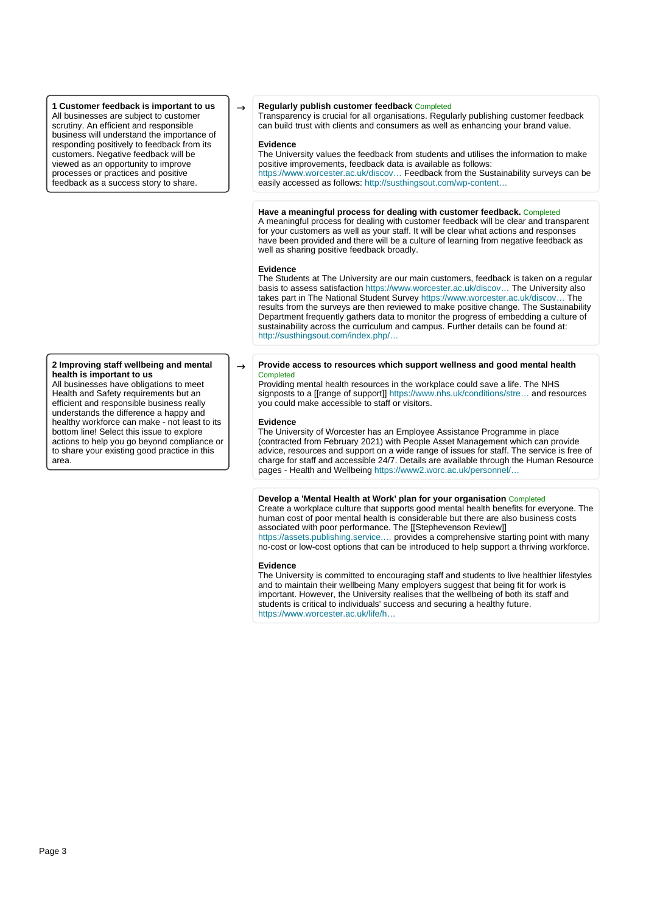### 1 Customer feedback is important to us

All businesses are subject to customer scrutiny. An efficient and responsible business will understand the importance of responding positively to feedback from its customers. Negative feedback will be viewed as an opportunity to improve processes or practices and positive feedback as a success story to share.

→

**Regularly publish customer feedback** Completed

Transparency is crucial for all organisations. Regularly publishing customer feedback can build trust with clients and consumers as well as enhancing your brand value.

**Evidence**

The University values the feedback from students and utilises the information to make positive improvements, feedback data is available as follows: https://www.worcester.ac.uk/discov… Feedback from the Sustainability surveys can be easily accessed as follows: http://susthingsout.com/wp-content…

**Have a meaningful process for dealing with customer feedback.** Completed

A meaningful process for dealing with customer feedback will be clear and transparent for your customers as well as your staff. It will be clear what actions and responses have been provided and there will be a culture of learning from negative feedback as well as sharing positive feedback broadly.

**Evidence**

The Students at The University are our main customers, feedback is taken on a regular basis to assess satisfaction https://www.worcester.ac.uk/discov… The University also takes part in The National Student Survey https://www.worcester.ac.uk/discov… The results from the surveys are then reviewed to make positive change. The Sustainability Department frequently gathers data to monitor the progress of embedding a culture of sustainability across the curriculum and campus. Further details can be found at: http://susthingsout.com/index.php/…

### 2 Improving staff wellbeing and mental health is important to us

All businesses have obligations to meet Health and Safety requirements but an efficient and responsible business really understands the difference a happy and healthy workforce can make - not least to its bottom line! Select this issue to explore actions to help you go beyond compliance or to share your existing good practice in this area.

→

**Provide access to resources which support wellness and good mental health** Completed

Providing mental health resources in the workplace could save a life. The NHS signposts to a [[range of support]] https://www.nhs.uk/conditions/stre… and resources you could make accessible to staff or visitors.

**Evidence**

The University of Worcester has an Employee Assistance Programme in place (contracted from February 2021) with People Asset Management which can provide advice, resources and support on a wide range of issues for staff. The service is free of charge for staff and accessible 24/7. Details are available through the Human Resource pages - Health and Wellbeing https://www2.worc.ac.uk/personnel/…

**Develop a 'Mental Health at Work' plan for your organisation** Completed

Create a workplace culture that supports good mental health benefits for everyone. The human cost of poor mental health is considerable but there are also business costs associated with poor performance. The [[Stephevenson Review]] https://assets.publishing.service.… provides a comprehensive starting point with many no-cost or low-cost options that can be introduced to help support a thriving workforce.

**Evidence**

The University is committed to encouraging staff and students to live healthier lifestyles and to maintain their wellbeing Many employers suggest that being fit for work is important. However, the University realises that the wellbeing of both its staff and students is critical to individuals' success and securing a healthy future. https://www.worcester.ac.uk/life/h…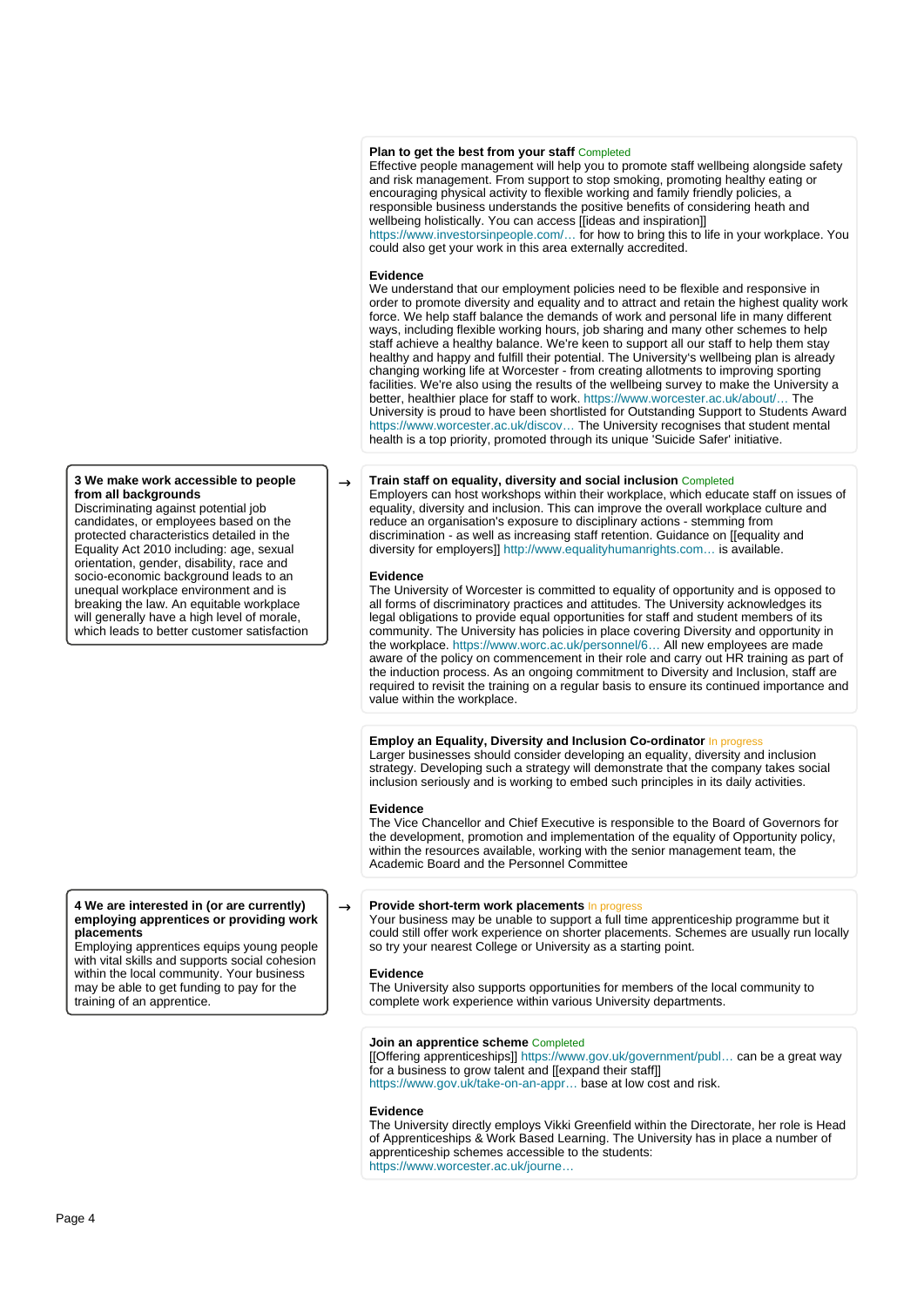**Plan to get the best from your staff** Completed

Effective people management will help you to promote staff wellbeing alongside safety and risk management. From support to stop smoking, promoting healthy eating or encouraging physical activity to flexible working and family friendly policies, a responsible business understands the positive benefits of considering heath and wellbeing holistically. You can access [[ideas and inspiration]] https://www.investorsinpeople.com/… for how to bring this to life in your workplace. You could also get your work in this area externally accredited.

**Evidence**

We understand that our employment policies need to be flexible and responsive in order to promote diversity and equality and to attract and retain the highest quality work force. We help staff balance the demands of work and personal life in many different ways, including flexible working hours, job sharing and many other schemes to help staff achieve a healthy balance. We're keen to support all our staff to help them stay healthy and happy and fulfill their potential. The University's wellbeing plan is already changing working life at Worcester - from creating allotments to improving sporting facilities. We're also using the results of the wellbeing survey to make the University a better, healthier place for staff to work. https://www.worcester.ac.uk/about/… The University is proud to have been shortlisted for Outstanding Support to Students Award https://www.worcester.ac.uk/discov… The University recognises that student mental health is a top priority, promoted through its unique 'Suicide Safer' initiative.

### 3 We make work accessible to people from all backgrounds

Discriminating against potential job candidates, or employees based on the protected characteristics detailed in the Equality Act 2010 including: age, sexual orientation, gender, disability, race and socio-economic background leads to an unequal workplace environment and is breaking the law. An equitable workplace will generally have a high level of morale, which leads to better customer satisfaction

**Train staff on equality, diversity and social inclusion** Completed

Employers can host workshops within their workplace, which educate staff on issues of equality, diversity and inclusion. This can improve the overall workplace culture and reduce an organisation's exposure to disciplinary actions - stemming from discrimination - as well as increasing staff retention. Guidance on [[equality and diversity for employers]] http://www.equalityhumanrights.com… is available.

**Evidence**

The University of Worcester is committed to equality of opportunity and is opposed to all forms of discriminatory practices and attitudes. The University acknowledges its legal obligations to provide equal opportunities for staff and student members of its community. The University has policies in place covering Diversity and opportunity in the workplace. https://www.worc.ac.uk/personnel/6… All new employees are made aware of the policy on commencement in their role and carry out HR training as part of the induction process. As an ongoing commitment to Diversity and Inclusion, staff are required to revisit the training on a regular basis to ensure its continued importance and value within the workplace.

**Employ an Equality, Diversity and Inclusion Co-ordinator** In progress

Larger businesses should consider developing an equality, diversity and inclusion strategy. Developing such a strategy will demonstrate that the company takes social inclusion seriously and is working to embed such principles in its daily activities.

**Evidence**

The Vice Chancellor and Chief Executive is responsible to the Board of Governors for the development, promotion and implementation of the equality of Opportunity policy, within the resources available, working with the senior management team, the Academic Board and the Personnel Committee

### 4 We are interested in (or are currently) employing apprentices or providing work placements

Employing apprentices equips young people with vital skills and supports social cohesion within the local community. Your business may be able to get funding to pay for the training of an apprentice.

**Provide short-term work placements** In progress

Your business may be unable to support a full time apprenticeship programme but it could still offer work experience on shorter placements. Schemes are usually run locally so try your nearest College or University as a starting point.

**Evidence**

The University also supports opportunities for members of the local community to complete work experience within various University departments.

**Join an apprentice scheme** Completed

[[Offering apprenticeships]] https://www.gov.uk/government/publ… can be a great way for a business to grow talent and [[expand their staff]] https://www.gov.uk/take-on-an-appr… base at low cost and risk.

**Evidence**

The University directly employs Vikki Greenfield within the Directorate, her role is Head of Apprenticeships & Work Based Learning. The University has in place a number of apprenticeship schemes accessible to the students: https://www.worcester.ac.uk/journe…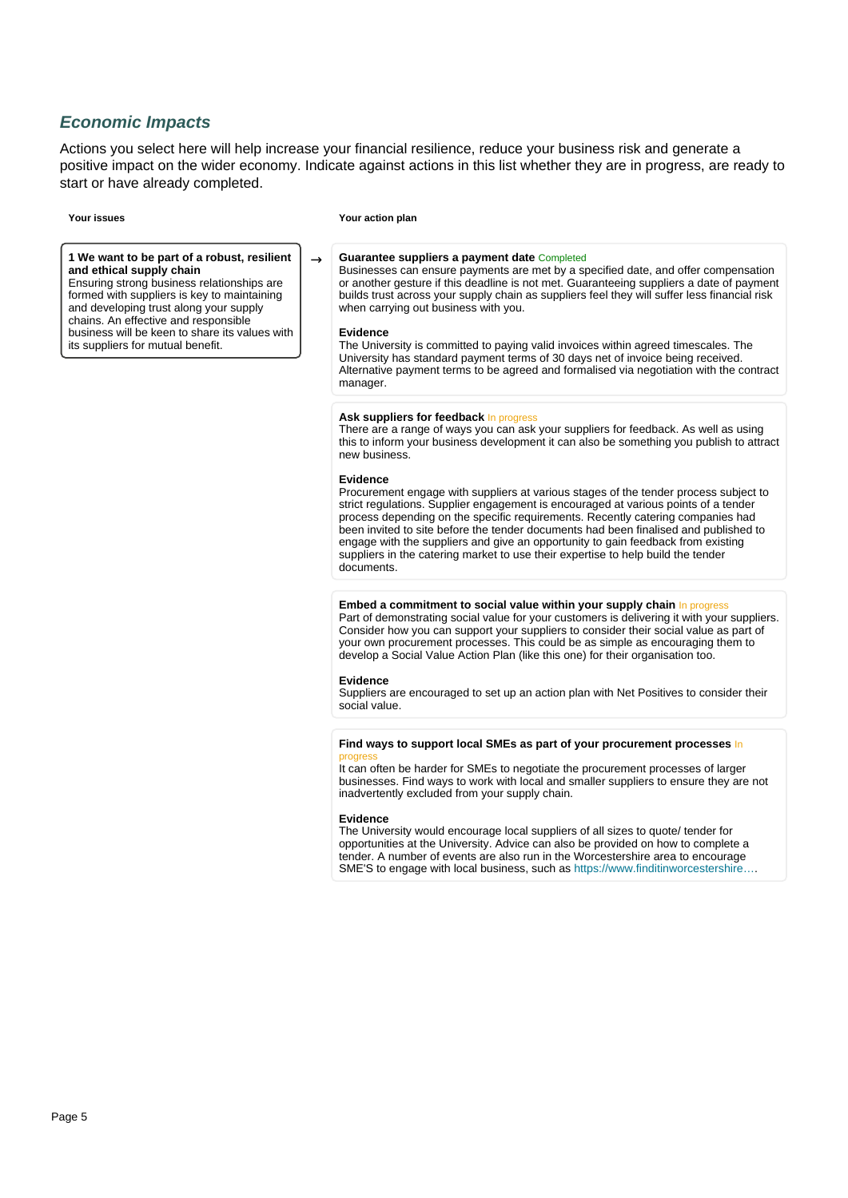## *Economic Impacts*

Actions you select here will help increase your financial resilience, reduce your business risk and generate a positive impact on the wider economy. Indicate against actions in this list whether they are in progress, are ready to start or have already completed.

**Your issues**

**1 We want to be part of a robust, resilient and ethical supply chain**
Ensuring strong business relationships are formed with suppliers is key to maintaining and developing trust along your supply chains. An effective and responsible business will be keen to share its values with its suppliers for mutual benefit.

**Your action plan**

**Guarantee suppliers a payment date** Completed
Businesses can ensure payments are met by a specified date, and offer compensation or another gesture if this deadline is not met. Guaranteeing suppliers a date of payment builds trust across your supply chain as suppliers feel they will suffer less financial risk when carrying out business with you.

**Evidence**
The University is committed to paying valid invoices within agreed timescales. The University has standard payment terms of 30 days net of invoice being received. Alternative payment terms to be agreed and formalised via negotiation with the contract manager.

**Ask suppliers for feedback** In progress
There are a range of ways you can ask your suppliers for feedback. As well as using this to inform your business development it can also be something you publish to attract new business.

**Evidence**
Procurement engage with suppliers at various stages of the tender process subject to strict regulations. Supplier engagement is encouraged at various points of a tender process depending on the specific requirements. Recently catering companies had been invited to site before the tender documents had been finalised and published to engage with the suppliers and give an opportunity to gain feedback from existing suppliers in the catering market to use their expertise to help build the tender documents.

**Embed a commitment to social value within your supply chain** In progress
Part of demonstrating social value for your customers is delivering it with your suppliers. Consider how you can support your suppliers to consider their social value as part of your own procurement processes. This could be as simple as encouraging them to develop a Social Value Action Plan (like this one) for their organisation too.

**Evidence**
Suppliers are encouraged to set up an action plan with Net Positives to consider their social value.

**Find ways to support local SMEs as part of your procurement processes** In progress
It can often be harder for SMEs to negotiate the procurement processes of larger businesses. Find ways to work with local and smaller suppliers to ensure they are not inadvertently excluded from your supply chain.

**Evidence**
The University would encourage local suppliers of all sizes to quote/ tender for opportunities at the University. Advice can also be provided on how to complete a tender. A number of events are also run in the Worcestershire area to encourage SME'S to engage with local business, such as https://www.finditinworcestershire….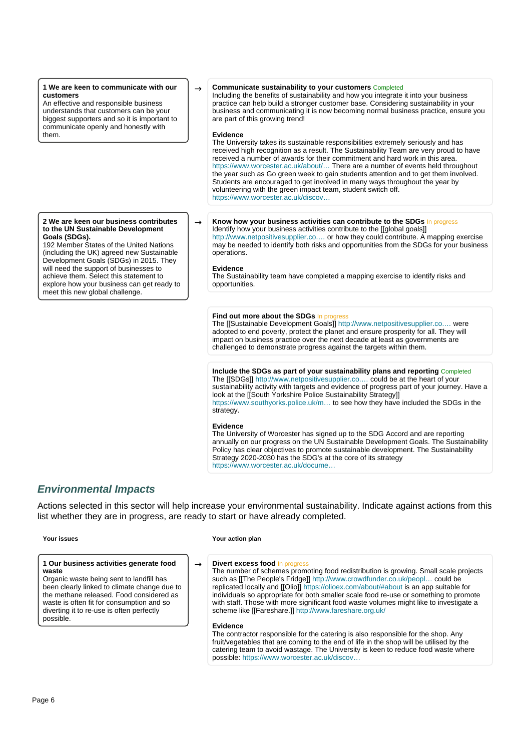**1 We are keen to communicate with our customers**
An effective and responsible business understands that customers can be your biggest supporters and so it is important to communicate openly and honestly with them.

→

**Communicate sustainability to your customers** Completed
Including the benefits of sustainability and how you integrate it into your business practice can help build a stronger customer base. Considering sustainability in your business and communicating it is now becoming normal business practice, ensure you are part of this growing trend!

**Evidence**
The University takes its sustainable responsibilities extremely seriously and has received high recognition as a result. The Sustainability Team are very proud to have received a number of awards for their commitment and hard work in this area. https://www.worcester.ac.uk/about/… There are a number of events held throughout the year such as Go green week to gain students attention and to get them involved. Students are encouraged to get involved in many ways throughout the year by volunteering with the green impact team, student switch off. https://www.worcester.ac.uk/discov…

**2 We are keen our business contributes to the UN Sustainable Development Goals (SDGs).**
192 Member States of the United Nations (including the UK) agreed new Sustainable Development Goals (SDGs) in 2015. They will need the support of businesses to achieve them. Select this statement to explore how your business can get ready to meet this new global challenge.

→

**Know how your business activities can contribute to the SDGs** In progress
Identify how your business activities contribute to the [[global goals]] http://www.netpositivesupplier.co.… or how they could contribute. A mapping exercise may be needed to identify both risks and opportunities from the SDGs for your business operations.

**Evidence**
The Sustainability team have completed a mapping exercise to identify risks and opportunities.

**Find out more about the SDGs** In progress
The [[Sustainable Development Goals]] http://www.netpositivesupplier.co.… were adopted to end poverty, protect the planet and ensure prosperity for all. They will impact on business practice over the next decade at least as governments are challenged to demonstrate progress against the targets within them.

**Include the SDGs as part of your sustainability plans and reporting** Completed
The [[SDGs]] http://www.netpositivesupplier.co.… could be at the heart of your sustainability activity with targets and evidence of progress part of your journey. Have a look at the [[South Yorkshire Police Sustainability Strategy]] https://www.southyorks.police.uk/m… to see how they have included the SDGs in the strategy.

**Evidence**
The University of Worcester has signed up to the SDG Accord and are reporting annually on our progress on the UN Sustainable Development Goals. The Sustainability Policy has clear objectives to promote sustainable development. The Sustainability Strategy 2020-2030 has the SDG's at the core of its strategy https://www.worcester.ac.uk/docume…

## *Environmental Impacts*

Actions selected in this sector will help increase your environmental sustainability. Indicate against actions from this list whether they are in progress, are ready to start or have already completed.

**Your issues** | **Your action plan**

**1 Our business activities generate food waste**
Organic waste being sent to landfill has been clearly linked to climate change due to the methane released. Food considered as waste is often fit for consumption and so diverting it to re-use is often perfectly possible.

→

**Divert excess food** In progress
The number of schemes promoting food redistribution is growing. Small scale projects such as [[The People's Fridge]] http://www.crowdfunder.co.uk/peopl… could be replicated locally and [[Olio]] https://olioex.com/about/#about is an app suitable for individuals so appropriate for both smaller scale food re-use or something to promote with staff. Those with more significant food waste volumes might like to investigate a scheme like [[Fareshare.]] http://www.fareshare.org.uk/

**Evidence**
The contractor responsible for the catering is also responsible for the shop. Any fruit/vegetables that are coming to the end of life in the shop will be utilised by the catering team to avoid wastage. The University is keen to reduce food waste where possible: https://www.worcester.ac.uk/discov…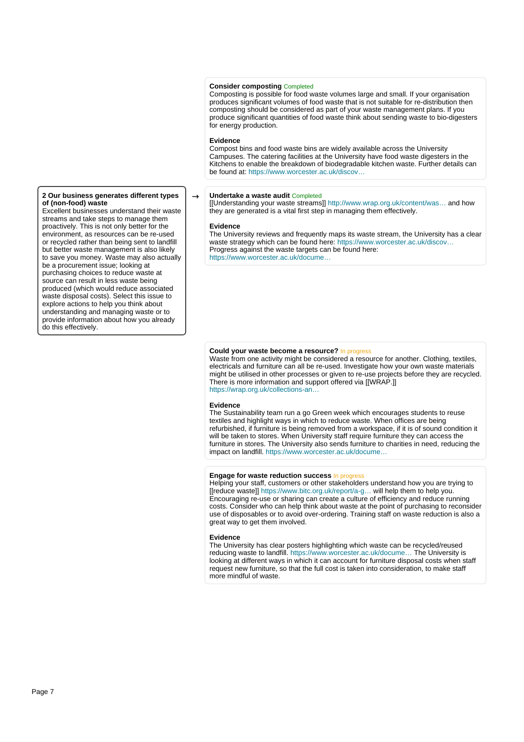**Consider composting** Completed

Composting is possible for food waste volumes large and small. If your organisation produces significant volumes of food waste that is not suitable for re-distribution then composting should be considered as part of your waste management plans. If you produce significant quantities of food waste think about sending waste to bio-digesters for energy production.

**Evidence**

Compost bins and food waste bins are widely available across the University Campuses. The catering facilities at the University have food waste digesters in the Kitchens to enable the breakdown of biodegradable kitchen waste. Further details can be found at: https://www.worcester.ac.uk/discov…

**2 Our business generates different types of (non-food) waste**

Excellent businesses understand their waste streams and take steps to manage them proactively. This is not only better for the environment, as resources can be re-used or recycled rather than being sent to landfill but better waste management is also likely to save you money. Waste may also actually be a procurement issue; looking at purchasing choices to reduce waste at source can result in less waste being produced (which would reduce associated waste disposal costs). Select this issue to explore actions to help you think about understanding and managing waste or to provide information about how you already do this effectively.

→

**Undertake a waste audit** Completed

[[Understanding your waste streams]] http://www.wrap.org.uk/content/was… and how they are generated is a vital first step in managing them effectively.

**Evidence**

The University reviews and frequently maps its waste stream, the University has a clear waste strategy which can be found here: https://www.worcester.ac.uk/discov…
Progress against the waste targets can be found here:
https://www.worcester.ac.uk/docume…

**Could your waste become a resource?** In progress

Waste from one activity might be considered a resource for another. Clothing, textiles, electricals and furniture can all be re-used. Investigate how your own waste materials might be utilised in other processes or given to re-use projects before they are recycled. There is more information and support offered via [[WRAP.]]
https://wrap.org.uk/collections-an…

**Evidence**

The Sustainability team run a go Green week which encourages students to reuse textiles and highlight ways in which to reduce waste. When offices are being refurbished, if furniture is being removed from a workspace, if it is of sound condition it will be taken to stores. When University staff require furniture they can access the furniture in stores. The University also sends furniture to charities in need, reducing the impact on landfill. https://www.worcester.ac.uk/docume…

**Engage for waste reduction success** In progress

Helping your staff, customers or other stakeholders understand how you are trying to [[reduce waste]] https://www.bitc.org.uk/report/a-g… will help them to help you. Encouraging re-use or sharing can create a culture of efficiency and reduce running costs. Consider who can help think about waste at the point of purchasing to reconsider use of disposables or to avoid over-ordering. Training staff on waste reduction is also a great way to get them involved.

**Evidence**

The University has clear posters highlighting which waste can be recycled/reused reducing waste to landfill. https://www.worcester.ac.uk/docume… The University is looking at different ways in which it can account for furniture disposal costs when staff request new furniture, so that the full cost is taken into consideration, to make staff more mindful of waste.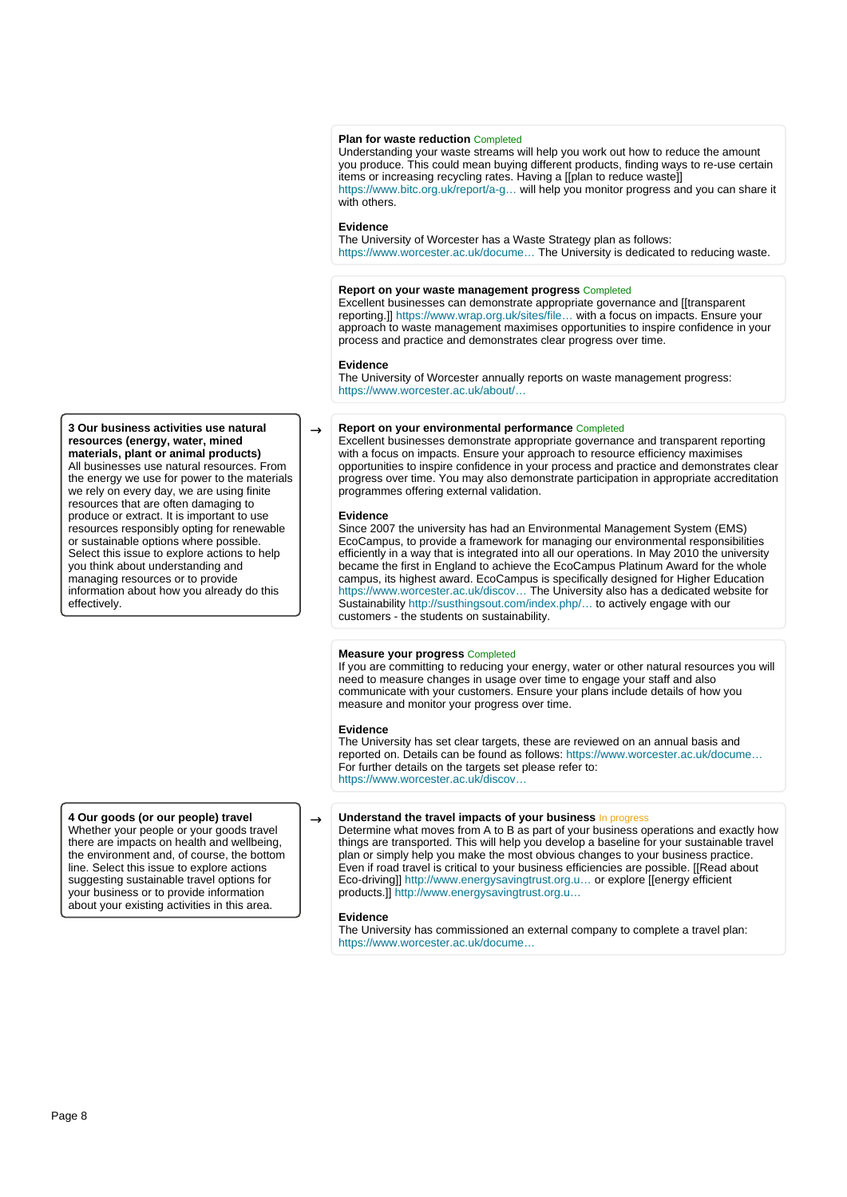**Plan for waste reduction** Completed

Understanding your waste streams will help you work out how to reduce the amount you produce. This could mean buying different products, finding ways to re-use certain items or increasing recycling rates. Having a [[plan to reduce waste]] https://www.bitc.org.uk/report/a-g… will help you monitor progress and you can share it with others.

**Evidence**

The University of Worcester has a Waste Strategy plan as follows: https://www.worcester.ac.uk/docume… The University is dedicated to reducing waste.

**Report on your waste management progress** Completed

Excellent businesses can demonstrate appropriate governance and [[transparent reporting.]] https://www.wrap.org.uk/sites/file… with a focus on impacts. Ensure your approach to waste management maximises opportunities to inspire confidence in your process and practice and demonstrates clear progress over time.

**Evidence**

The University of Worcester annually reports on waste management progress: https://www.worcester.ac.uk/about/…

**3 Our business activities use natural resources (energy, water, mined materials, plant or animal products)**

All businesses use natural resources. From the energy we use for power to the materials we rely on every day, we are using finite resources that are often damaging to produce or extract. It is important to use resources responsibly opting for renewable or sustainable options where possible. Select this issue to explore actions to help you think about understanding and managing resources or to provide information about how you already do this effectively.

→

**Report on your environmental performance** Completed

Excellent businesses demonstrate appropriate governance and transparent reporting with a focus on impacts. Ensure your approach to resource efficiency maximises opportunities to inspire confidence in your process and practice and demonstrates clear progress over time. You may also demonstrate participation in appropriate accreditation programmes offering external validation.

**Evidence**

Since 2007 the university has had an Environmental Management System (EMS) EcoCampus, to provide a framework for managing our environmental responsibilities efficiently in a way that is integrated into all our operations. In May 2010 the university became the first in England to achieve the EcoCampus Platinum Award for the whole campus, its highest award. EcoCampus is specifically designed for Higher Education https://www.worcester.ac.uk/discov… The University also has a dedicated website for Sustainability http://susthingsout.com/index.php/… to actively engage with our customers - the students on sustainability.

**Measure your progress** Completed

If you are committing to reducing your energy, water or other natural resources you will need to measure changes in usage over time to engage your staff and also communicate with your customers. Ensure your plans include details of how you measure and monitor your progress over time.

**Evidence**

The University has set clear targets, these are reviewed on an annual basis and reported on. Details can be found as follows: https://www.worcester.ac.uk/docume… For further details on the targets set please refer to: https://www.worcester.ac.uk/discov…

**4 Our goods (or our people) travel**

Whether your people or your goods travel there are impacts on health and wellbeing, the environment and, of course, the bottom line. Select this issue to explore actions suggesting sustainable travel options for your business or to provide information about your existing activities in this area.

→

**Understand the travel impacts of your business** In progress

Determine what moves from A to B as part of your business operations and exactly how things are transported. This will help you develop a baseline for your sustainable travel plan or simply help you make the most obvious changes to your business practice. Even if road travel is critical to your business efficiencies are possible. [[Read about Eco-driving]] http://www.energysavingtrust.org.u… or explore [[energy efficient products.]] http://www.energysavingtrust.org.u…

**Evidence**

The University has commissioned an external company to complete a travel plan: https://www.worcester.ac.uk/docume…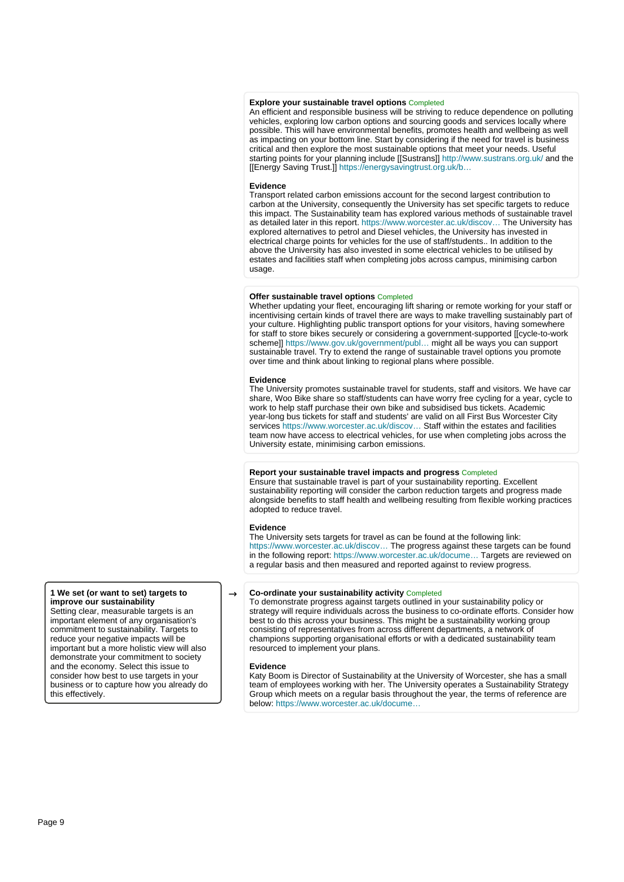**Explore your sustainable travel options** Completed

An efficient and responsible business will be striving to reduce dependence on polluting vehicles, exploring low carbon options and sourcing goods and services locally where possible. This will have environmental benefits, promotes health and wellbeing as well as impacting on your bottom line. Start by considering if the need for travel is business critical and then explore the most sustainable options that meet your needs. Useful starting points for your planning include [[Sustrans]] http://www.sustrans.org.uk/ and the [[Energy Saving Trust.]] https://energysavingtrust.org.uk/b…

**Evidence**

Transport related carbon emissions account for the second largest contribution to carbon at the University, consequently the University has set specific targets to reduce this impact. The Sustainability team has explored various methods of sustainable travel as detailed later in this report. https://www.worcester.ac.uk/discov… The University has explored alternatives to petrol and Diesel vehicles, the University has invested in electrical charge points for vehicles for the use of staff/students.. In addition to the above the University has also invested in some electrical vehicles to be utilised by estates and facilities staff when completing jobs across campus, minimising carbon usage.

**Offer sustainable travel options** Completed

Whether updating your fleet, encouraging lift sharing or remote working for your staff or incentivising certain kinds of travel there are ways to make travelling sustainably part of your culture. Highlighting public transport options for your visitors, having somewhere for staff to store bikes securely or considering a government-supported [[cycle-to-work scheme]] https://www.gov.uk/government/publ… might all be ways you can support sustainable travel. Try to extend the range of sustainable travel options you promote over time and think about linking to regional plans where possible.

**Evidence**

The University promotes sustainable travel for students, staff and visitors. We have car share, Woo Bike share so staff/students can have worry free cycling for a year, cycle to work to help staff purchase their own bike and subsidised bus tickets. Academic year-long bus tickets for staff and students' are valid on all First Bus Worcester City services https://www.worcester.ac.uk/discov… Staff within the estates and facilities team now have access to electrical vehicles, for use when completing jobs across the University estate, minimising carbon emissions.

**Report your sustainable travel impacts and progress** Completed

Ensure that sustainable travel is part of your sustainability reporting. Excellent sustainability reporting will consider the carbon reduction targets and progress made alongside benefits to staff health and wellbeing resulting from flexible working practices adopted to reduce travel.

**Evidence**

The University sets targets for travel as can be found at the following link: https://www.worcester.ac.uk/discov… The progress against these targets can be found in the following report: https://www.worcester.ac.uk/docume… Targets are reviewed on a regular basis and then measured and reported against to review progress.

**1 We set (or want to set) targets to improve our sustainability**

Setting clear, measurable targets is an important element of any organisation's commitment to sustainability. Targets to reduce your negative impacts will be important but a more holistic view will also demonstrate your commitment to society and the economy. Select this issue to consider how best to use targets in your business or to capture how you already do this effectively.

→

**Co-ordinate your sustainability activity** Completed

To demonstrate progress against targets outlined in your sustainability policy or strategy will require individuals across the business to co-ordinate efforts. Consider how best to do this across your business. This might be a sustainability working group consisting of representatives from across different departments, a network of champions supporting organisational efforts or with a dedicated sustainability team resourced to implement your plans.

**Evidence**

Katy Boom is Director of Sustainability at the University of Worcester, she has a small team of employees working with her. The University operates a Sustainability Strategy Group which meets on a regular basis throughout the year, the terms of reference are below: https://www.worcester.ac.uk/docume…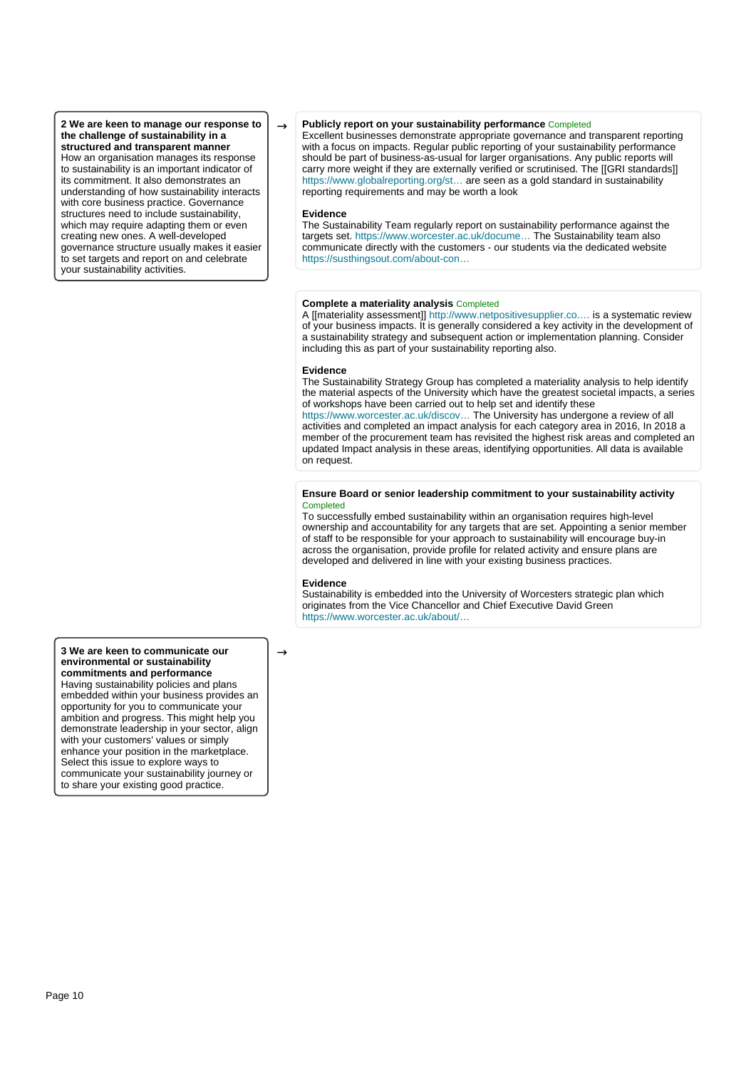**2 We are keen to manage our response to the challenge of sustainability in a structured and transparent manner**
How an organisation manages its response to sustainability is an important indicator of its commitment. It also demonstrates an understanding of how sustainability interacts with core business practice. Governance structures need to include sustainability, which may require adapting them or even creating new ones. A well-developed governance structure usually makes it easier to set targets and report on and celebrate your sustainability activities.

→

**Publicly report on your sustainability performance** Completed
Excellent businesses demonstrate appropriate governance and transparent reporting with a focus on impacts. Regular public reporting of your sustainability performance should be part of business-as-usual for larger organisations. Any public reports will carry more weight if they are externally verified or scrutinised. The [[GRI standards]] https://www.globalreporting.org/st… are seen as a gold standard in sustainability reporting requirements and may be worth a look

**Evidence**
The Sustainability Team regularly report on sustainability performance against the targets set. https://www.worcester.ac.uk/docume… The Sustainability team also communicate directly with the customers - our students via the dedicated website https://susthingsout.com/about-con…

**Complete a materiality analysis** Completed
A [[materiality assessment]] http://www.netpositivesupplier.co…. is a systematic review of your business impacts. It is generally considered a key activity in the development of a sustainability strategy and subsequent action or implementation planning. Consider including this as part of your sustainability reporting also.

**Evidence**
The Sustainability Strategy Group has completed a materiality analysis to help identify the material aspects of the University which have the greatest societal impacts, a series of workshops have been carried out to help set and identify these https://www.worcester.ac.uk/discov… The University has undergone a review of all activities and completed an impact analysis for each category area in 2016, In 2018 a member of the procurement team has revisited the highest risk areas and completed an updated Impact analysis in these areas, identifying opportunities. All data is available on request.

**Ensure Board or senior leadership commitment to your sustainability activity** Completed
To successfully embed sustainability within an organisation requires high-level ownership and accountability for any targets that are set. Appointing a senior member of staff to be responsible for your approach to sustainability will encourage buy-in across the organisation, provide profile for related activity and ensure plans are developed and delivered in line with your existing business practices.

**Evidence**
Sustainability is embedded into the University of Worcesters strategic plan which originates from the Vice Chancellor and Chief Executive David Green https://www.worcester.ac.uk/about/…

**3 We are keen to communicate our environmental or sustainability commitments and performance**
Having sustainability policies and plans embedded within your business provides an opportunity for you to communicate your ambition and progress. This might help you demonstrate leadership in your sector, align with your customers' values or simply enhance your position in the marketplace. Select this issue to explore ways to communicate your sustainability journey or to share your existing good practice.

→